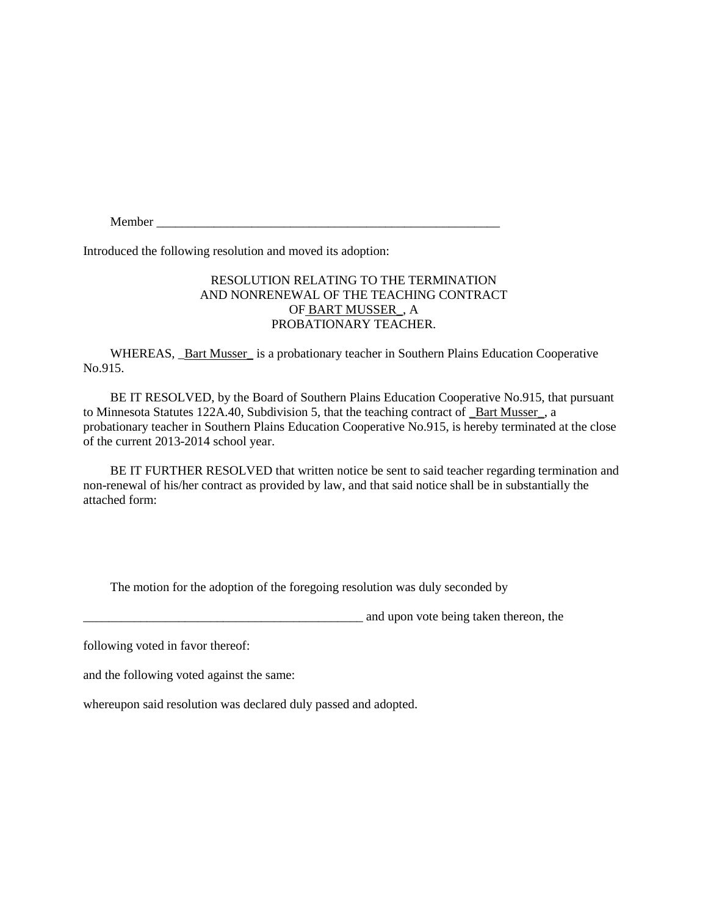Member ________________________________________________________

Introduced the following resolution and moved its adoption:

RESOLUTION RELATING TO THE TERMINATION
AND NONRENEWAL OF THE TEACHING CONTRACT
OF BART MUSSER_, A
PROBATIONARY TEACHER.

WHEREAS, _Bart Musser_ is a probationary teacher in Southern Plains Education Cooperative No.915.

BE IT RESOLVED, by the Board of Southern Plains Education Cooperative No.915, that pursuant to Minnesota Statutes 122A.40, Subdivision 5, that the teaching contract of _Bart Musser_, a probationary teacher in Southern Plains Education Cooperative No.915, is hereby terminated at the close of the current 2013-2014 school year.

BE IT FURTHER RESOLVED that written notice be sent to said teacher regarding termination and non-renewal of his/her contract as provided by law, and that said notice shall be in substantially the attached form:

The motion for the adoption of the foregoing resolution was duly seconded by

____________________________________________ and upon vote being taken thereon, the

following voted in favor thereof:

and the following voted against the same:

whereupon said resolution was declared duly passed and adopted.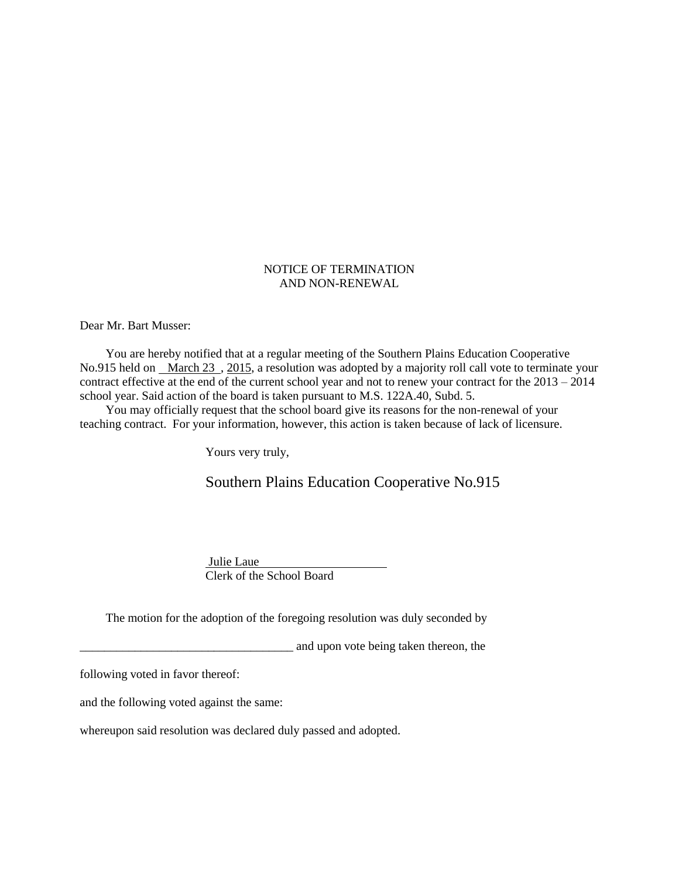NOTICE OF TERMINATION
AND NON-RENEWAL

Dear Mr. Bart Musser:

You are hereby notified that at a regular meeting of the Southern Plains Education Cooperative No.915 held on March 23 , 2015, a resolution was adopted by a majority roll call vote to terminate your contract effective at the end of the current school year and not to renew your contract for the 2013 – 2014 school year. Said action of the board is taken pursuant to M.S. 122A.40, Subd. 5.

You may officially request that the school board give its reasons for the non-renewal of your teaching contract. For your information, however, this action is taken because of lack of licensure.

Yours very truly,

Southern Plains Education Cooperative No.915

Julie Laue
Clerk of the School Board

The motion for the adoption of the foregoing resolution was duly seconded by

___________________________________ and upon vote being taken thereon, the

following voted in favor thereof:

and the following voted against the same:

whereupon said resolution was declared duly passed and adopted.